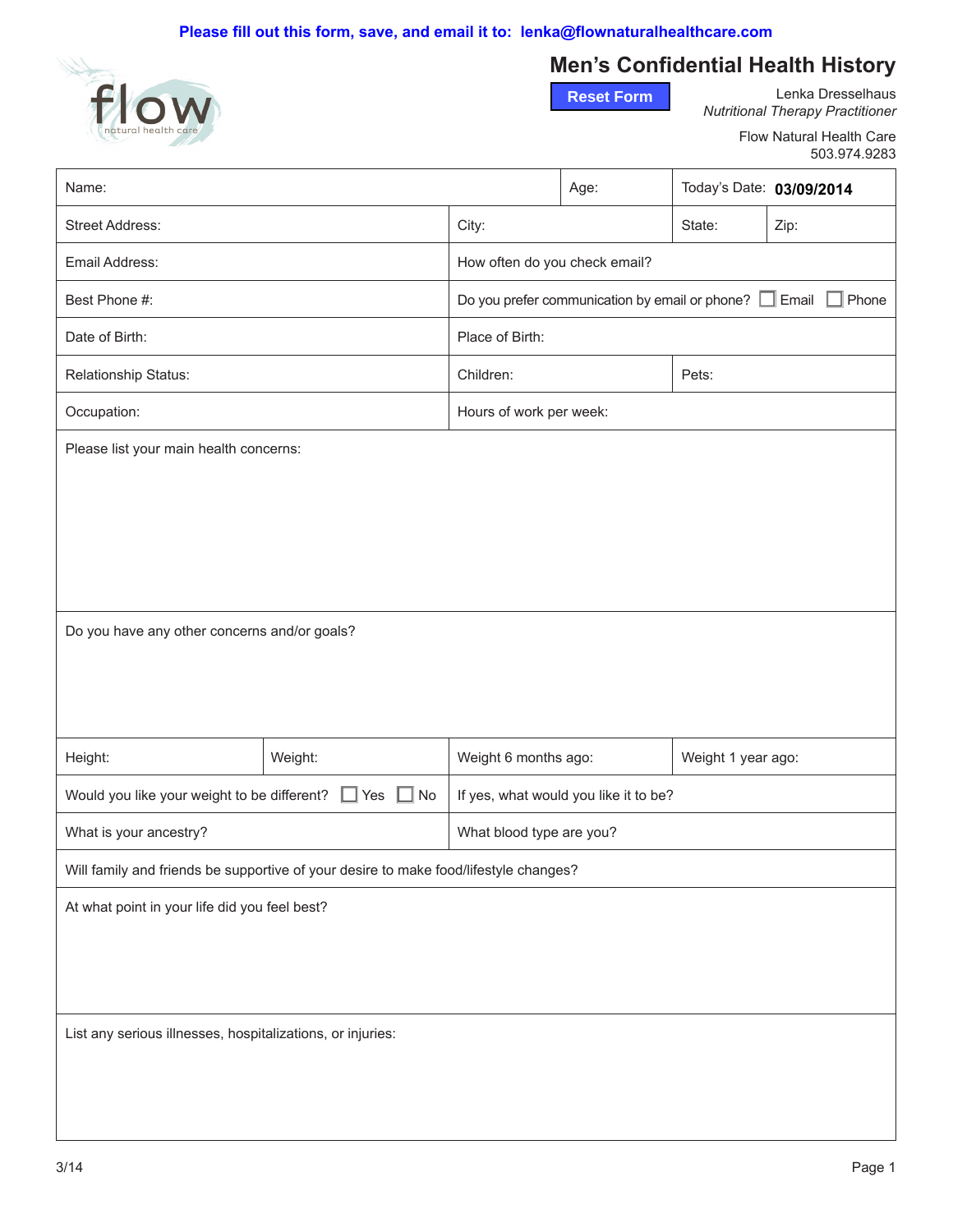Please fill out this form, save, and email it to: lenka@flownaturalhealthcare.com

flow
natural health care

# Men's Confidential Health History

Reset Form

Lenka Dresselhaus
*Nutritional Therapy Practitioner*

Flow Natural Health Care
503.974.9283

| Name: | | Age: | Today's Date: **03/09/2014** |
|---|---|---|---|
| Street Address: | City: | State: | Zip: |
| Email Address: | How often do you check email? | | |
| Best Phone #: | Do you prefer communication by email or phone? ☐ Email ☐ Phone | | |
| Date of Birth: | Place of Birth: | | |
| Relationship Status: | Children: | Pets: | |
| Occupation: | Hours of work per week: | | |

Please list your main health concerns:

Do you have any other concerns and/or goals?

| Height: | Weight: | Weight 6 months ago: | Weight 1 year ago: |
|---|---|---|---|
| Would you like your weight to be different? ☐ Yes ☐ No | | If yes, what would you like it to be? | |
| What is your ancestry? | | What blood type are you? | |

Will family and friends be supportive of your desire to make food/lifestyle changes?

At what point in your life did you feel best?

List any serious illnesses, hospitalizations, or injuries:

3/14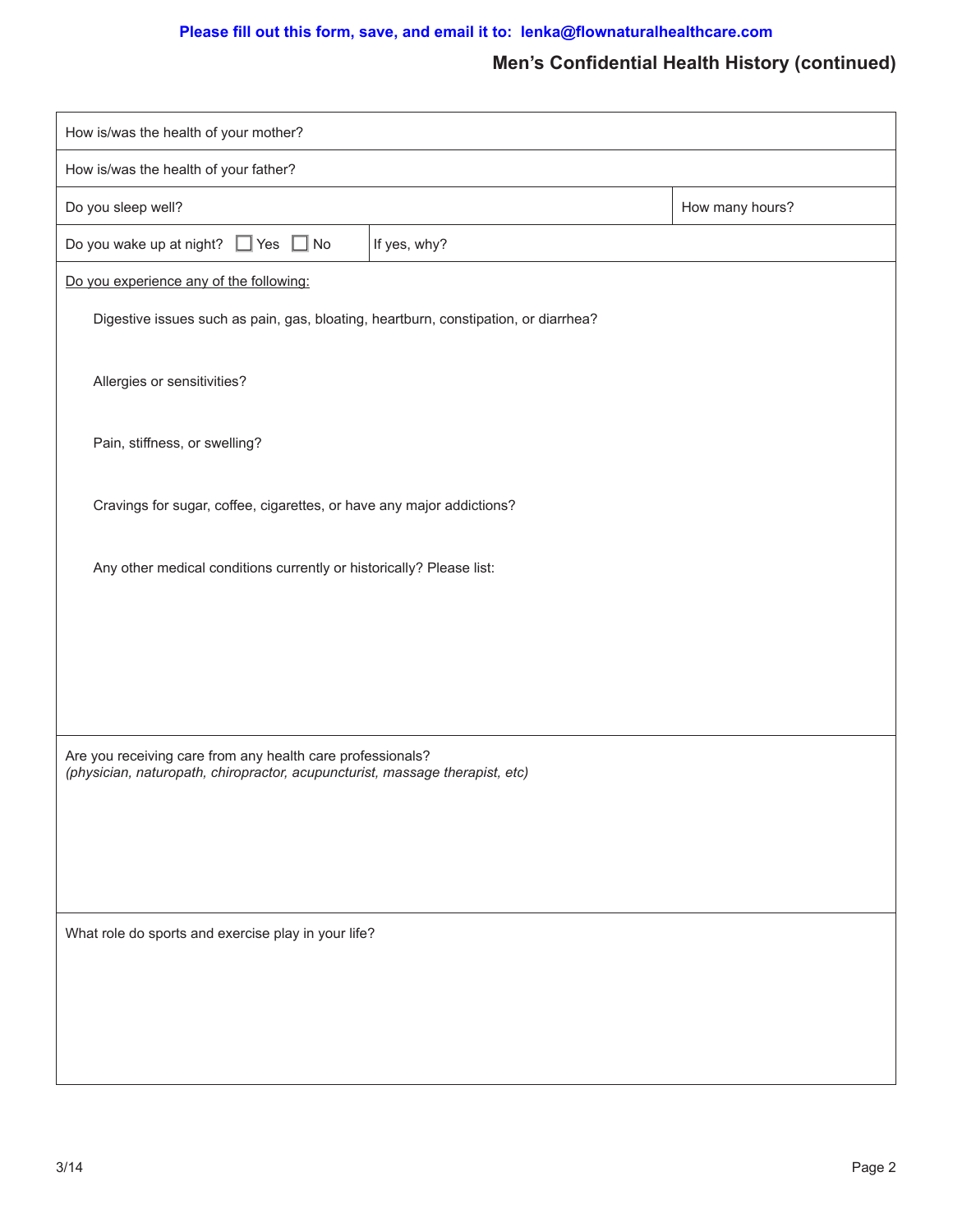**Please fill out this form, save, and email it to: lenka@flownaturalhealthcare.com**

## Men's Confidential Health History (continued)

| | |
|---|---|
| How is/was the health of your mother? | |
| How is/was the health of your father? | |
| Do you sleep well? | How many hours? |
| Do you wake up at night? ☐ Yes ☐ No | If yes, why? |

<u>Do you experience any of the following:</u>

Digestive issues such as pain, gas, bloating, heartburn, constipation, or diarrhea?

Allergies or sensitivities?

Pain, stiffness, or swelling?

Cravings for sugar, coffee, cigarettes, or have any major addictions?

Any other medical conditions currently or historically? Please list:

Are you receiving care from any health care professionals?
*(physician, naturopath, chiropractor, acupuncturist, massage therapist, etc)*

What role do sports and exercise play in your life?

3/14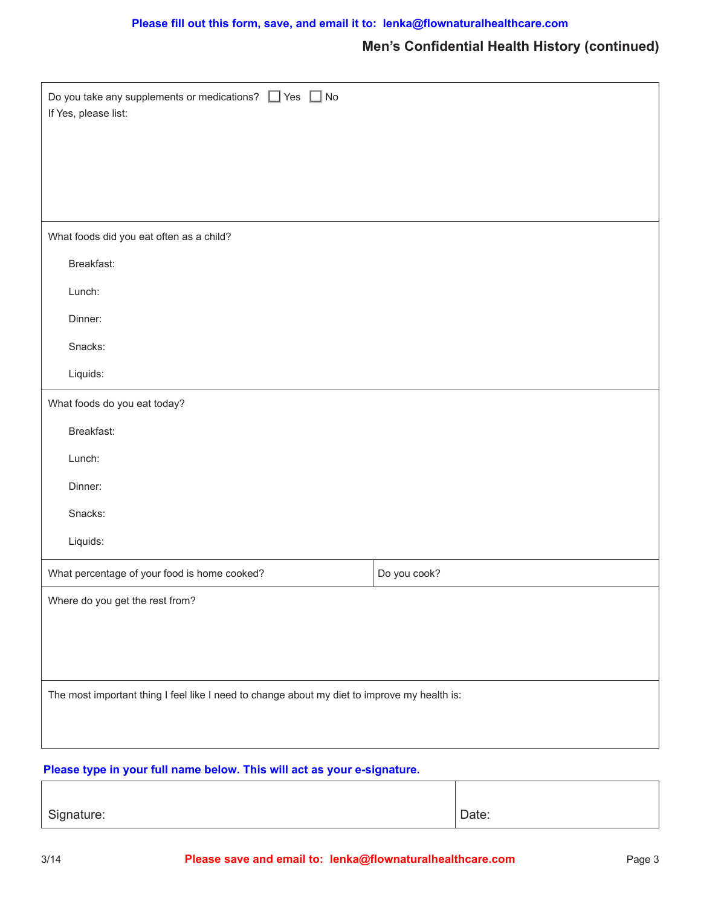**Please fill out this form, save, and email it to: lenka@flownaturalhealthcare.com**

## Men's Confidential Health History (continued)

Do you take any supplements or medications? ☐ Yes ☐ No

If Yes, please list:

What foods did you eat often as a child?

- Breakfast:
- Lunch:
- Dinner:
- Snacks:
- Liquids:

What foods do you eat today?

- Breakfast:
- Lunch:
- Dinner:
- Snacks:
- Liquids:

| | |
|---|---|
| What percentage of your food is home cooked? | Do you cook? |

Where do you get the rest from?

The most important thing I feel like I need to change about my diet to improve my health is:

**Please type in your full name below. This will act as your e-signature.**

| | |
|---|---|
| Signature: | Date: |

3/14

**Please save and email to: lenka@flownaturalhealthcare.com**